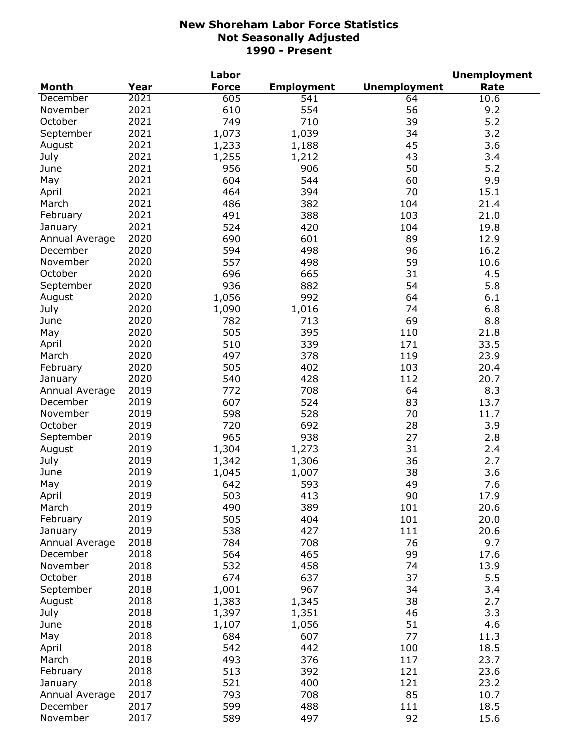# New Shoreham Labor Force Statistics
## Not Seasonally Adjusted
## 1990 - Present

| Month | Year | Labor Force | Employment | Unemployment | Unemployment Rate |
|---|---|---|---|---|---|
| December | 2021 | 605 | 541 | 64 | 10.6 |
| November | 2021 | 610 | 554 | 56 | 9.2 |
| October | 2021 | 749 | 710 | 39 | 5.2 |
| September | 2021 | 1,073 | 1,039 | 34 | 3.2 |
| August | 2021 | 1,233 | 1,188 | 45 | 3.6 |
| July | 2021 | 1,255 | 1,212 | 43 | 3.4 |
| June | 2021 | 956 | 906 | 50 | 5.2 |
| May | 2021 | 604 | 544 | 60 | 9.9 |
| April | 2021 | 464 | 394 | 70 | 15.1 |
| March | 2021 | 486 | 382 | 104 | 21.4 |
| February | 2021 | 491 | 388 | 103 | 21.0 |
| January | 2021 | 524 | 420 | 104 | 19.8 |
| Annual Average | 2020 | 690 | 601 | 89 | 12.9 |
| December | 2020 | 594 | 498 | 96 | 16.2 |
| November | 2020 | 557 | 498 | 59 | 10.6 |
| October | 2020 | 696 | 665 | 31 | 4.5 |
| September | 2020 | 936 | 882 | 54 | 5.8 |
| August | 2020 | 1,056 | 992 | 64 | 6.1 |
| July | 2020 | 1,090 | 1,016 | 74 | 6.8 |
| June | 2020 | 782 | 713 | 69 | 8.8 |
| May | 2020 | 505 | 395 | 110 | 21.8 |
| April | 2020 | 510 | 339 | 171 | 33.5 |
| March | 2020 | 497 | 378 | 119 | 23.9 |
| February | 2020 | 505 | 402 | 103 | 20.4 |
| January | 2020 | 540 | 428 | 112 | 20.7 |
| Annual Average | 2019 | 772 | 708 | 64 | 8.3 |
| December | 2019 | 607 | 524 | 83 | 13.7 |
| November | 2019 | 598 | 528 | 70 | 11.7 |
| October | 2019 | 720 | 692 | 28 | 3.9 |
| September | 2019 | 965 | 938 | 27 | 2.8 |
| August | 2019 | 1,304 | 1,273 | 31 | 2.4 |
| July | 2019 | 1,342 | 1,306 | 36 | 2.7 |
| June | 2019 | 1,045 | 1,007 | 38 | 3.6 |
| May | 2019 | 642 | 593 | 49 | 7.6 |
| April | 2019 | 503 | 413 | 90 | 17.9 |
| March | 2019 | 490 | 389 | 101 | 20.6 |
| February | 2019 | 505 | 404 | 101 | 20.0 |
| January | 2019 | 538 | 427 | 111 | 20.6 |
| Annual Average | 2018 | 784 | 708 | 76 | 9.7 |
| December | 2018 | 564 | 465 | 99 | 17.6 |
| November | 2018 | 532 | 458 | 74 | 13.9 |
| October | 2018 | 674 | 637 | 37 | 5.5 |
| September | 2018 | 1,001 | 967 | 34 | 3.4 |
| August | 2018 | 1,383 | 1,345 | 38 | 2.7 |
| July | 2018 | 1,397 | 1,351 | 46 | 3.3 |
| June | 2018 | 1,107 | 1,056 | 51 | 4.6 |
| May | 2018 | 684 | 607 | 77 | 11.3 |
| April | 2018 | 542 | 442 | 100 | 18.5 |
| March | 2018 | 493 | 376 | 117 | 23.7 |
| February | 2018 | 513 | 392 | 121 | 23.6 |
| January | 2018 | 521 | 400 | 121 | 23.2 |
| Annual Average | 2017 | 793 | 708 | 85 | 10.7 |
| December | 2017 | 599 | 488 | 111 | 18.5 |
| November | 2017 | 589 | 497 | 92 | 15.6 |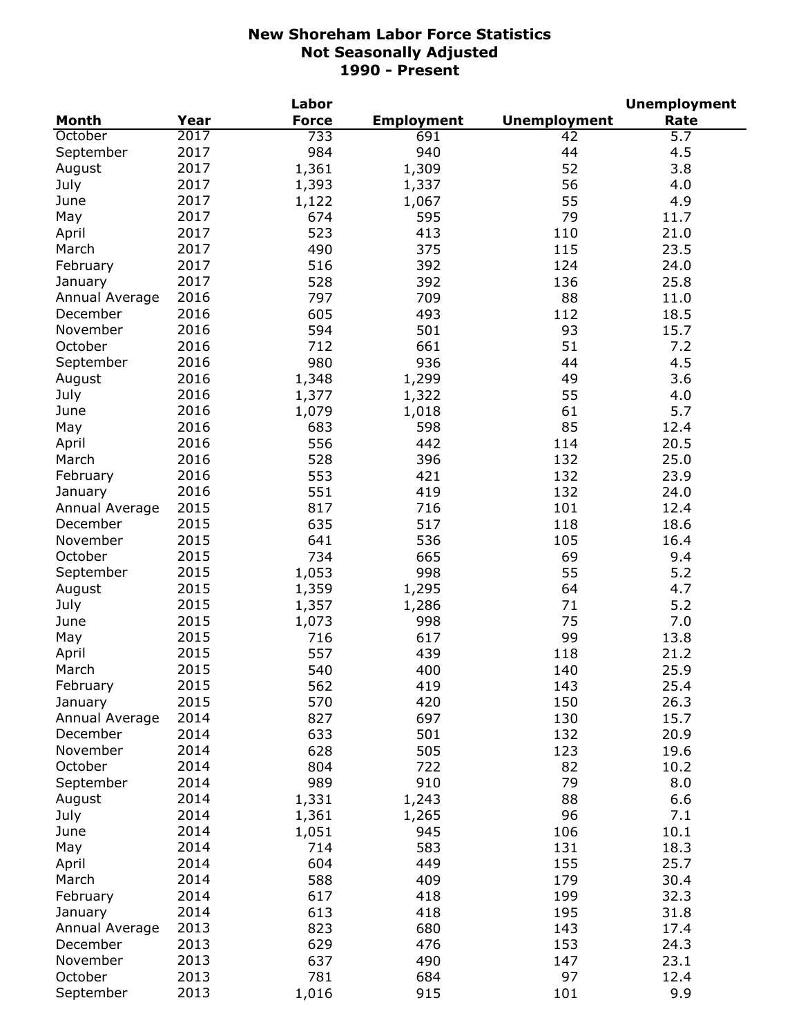# New Shoreham Labor Force Statistics
## Not Seasonally Adjusted
## 1990 - Present

| Month | Year | Labor Force | Employment | Unemployment | Unemployment Rate |
|---|---|---|---|---|---|
| October | 2017 | 733 | 691 | 42 | 5.7 |
| September | 2017 | 984 | 940 | 44 | 4.5 |
| August | 2017 | 1,361 | 1,309 | 52 | 3.8 |
| July | 2017 | 1,393 | 1,337 | 56 | 4.0 |
| June | 2017 | 1,122 | 1,067 | 55 | 4.9 |
| May | 2017 | 674 | 595 | 79 | 11.7 |
| April | 2017 | 523 | 413 | 110 | 21.0 |
| March | 2017 | 490 | 375 | 115 | 23.5 |
| February | 2017 | 516 | 392 | 124 | 24.0 |
| January | 2017 | 528 | 392 | 136 | 25.8 |
| Annual Average | 2016 | 797 | 709 | 88 | 11.0 |
| December | 2016 | 605 | 493 | 112 | 18.5 |
| November | 2016 | 594 | 501 | 93 | 15.7 |
| October | 2016 | 712 | 661 | 51 | 7.2 |
| September | 2016 | 980 | 936 | 44 | 4.5 |
| August | 2016 | 1,348 | 1,299 | 49 | 3.6 |
| July | 2016 | 1,377 | 1,322 | 55 | 4.0 |
| June | 2016 | 1,079 | 1,018 | 61 | 5.7 |
| May | 2016 | 683 | 598 | 85 | 12.4 |
| April | 2016 | 556 | 442 | 114 | 20.5 |
| March | 2016 | 528 | 396 | 132 | 25.0 |
| February | 2016 | 553 | 421 | 132 | 23.9 |
| January | 2016 | 551 | 419 | 132 | 24.0 |
| Annual Average | 2015 | 817 | 716 | 101 | 12.4 |
| December | 2015 | 635 | 517 | 118 | 18.6 |
| November | 2015 | 641 | 536 | 105 | 16.4 |
| October | 2015 | 734 | 665 | 69 | 9.4 |
| September | 2015 | 1,053 | 998 | 55 | 5.2 |
| August | 2015 | 1,359 | 1,295 | 64 | 4.7 |
| July | 2015 | 1,357 | 1,286 | 71 | 5.2 |
| June | 2015 | 1,073 | 998 | 75 | 7.0 |
| May | 2015 | 716 | 617 | 99 | 13.8 |
| April | 2015 | 557 | 439 | 118 | 21.2 |
| March | 2015 | 540 | 400 | 140 | 25.9 |
| February | 2015 | 562 | 419 | 143 | 25.4 |
| January | 2015 | 570 | 420 | 150 | 26.3 |
| Annual Average | 2014 | 827 | 697 | 130 | 15.7 |
| December | 2014 | 633 | 501 | 132 | 20.9 |
| November | 2014 | 628 | 505 | 123 | 19.6 |
| October | 2014 | 804 | 722 | 82 | 10.2 |
| September | 2014 | 989 | 910 | 79 | 8.0 |
| August | 2014 | 1,331 | 1,243 | 88 | 6.6 |
| July | 2014 | 1,361 | 1,265 | 96 | 7.1 |
| June | 2014 | 1,051 | 945 | 106 | 10.1 |
| May | 2014 | 714 | 583 | 131 | 18.3 |
| April | 2014 | 604 | 449 | 155 | 25.7 |
| March | 2014 | 588 | 409 | 179 | 30.4 |
| February | 2014 | 617 | 418 | 199 | 32.3 |
| January | 2014 | 613 | 418 | 195 | 31.8 |
| Annual Average | 2013 | 823 | 680 | 143 | 17.4 |
| December | 2013 | 629 | 476 | 153 | 24.3 |
| November | 2013 | 637 | 490 | 147 | 23.1 |
| October | 2013 | 781 | 684 | 97 | 12.4 |
| September | 2013 | 1,016 | 915 | 101 | 9.9 |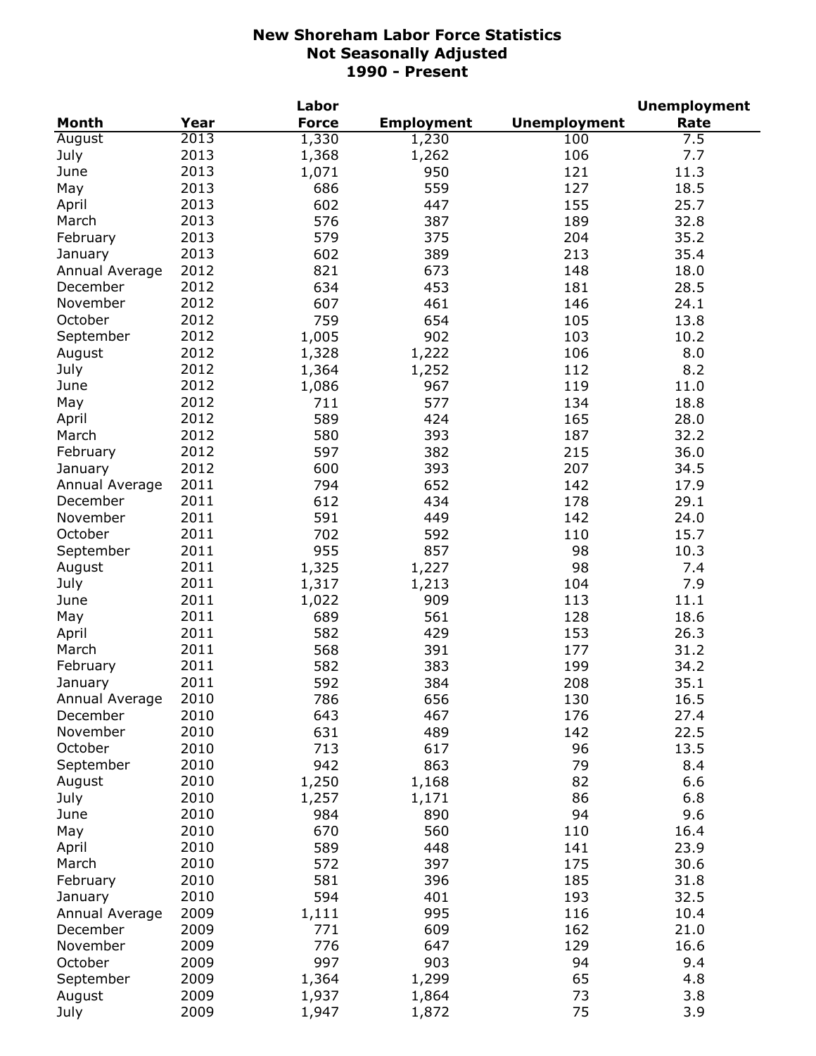# New Shoreham Labor Force Statistics
## Not Seasonally Adjusted
## 1990 - Present

| Month | Year | Labor Force | Employment | Unemployment | Unemployment Rate |
|---|---|---|---|---|---|
| August | 2013 | 1,330 | 1,230 | 100 | 7.5 |
| July | 2013 | 1,368 | 1,262 | 106 | 7.7 |
| June | 2013 | 1,071 | 950 | 121 | 11.3 |
| May | 2013 | 686 | 559 | 127 | 18.5 |
| April | 2013 | 602 | 447 | 155 | 25.7 |
| March | 2013 | 576 | 387 | 189 | 32.8 |
| February | 2013 | 579 | 375 | 204 | 35.2 |
| January | 2013 | 602 | 389 | 213 | 35.4 |
| Annual Average | 2012 | 821 | 673 | 148 | 18.0 |
| December | 2012 | 634 | 453 | 181 | 28.5 |
| November | 2012 | 607 | 461 | 146 | 24.1 |
| October | 2012 | 759 | 654 | 105 | 13.8 |
| September | 2012 | 1,005 | 902 | 103 | 10.2 |
| August | 2012 | 1,328 | 1,222 | 106 | 8.0 |
| July | 2012 | 1,364 | 1,252 | 112 | 8.2 |
| June | 2012 | 1,086 | 967 | 119 | 11.0 |
| May | 2012 | 711 | 577 | 134 | 18.8 |
| April | 2012 | 589 | 424 | 165 | 28.0 |
| March | 2012 | 580 | 393 | 187 | 32.2 |
| February | 2012 | 597 | 382 | 215 | 36.0 |
| January | 2012 | 600 | 393 | 207 | 34.5 |
| Annual Average | 2011 | 794 | 652 | 142 | 17.9 |
| December | 2011 | 612 | 434 | 178 | 29.1 |
| November | 2011 | 591 | 449 | 142 | 24.0 |
| October | 2011 | 702 | 592 | 110 | 15.7 |
| September | 2011 | 955 | 857 | 98 | 10.3 |
| August | 2011 | 1,325 | 1,227 | 98 | 7.4 |
| July | 2011 | 1,317 | 1,213 | 104 | 7.9 |
| June | 2011 | 1,022 | 909 | 113 | 11.1 |
| May | 2011 | 689 | 561 | 128 | 18.6 |
| April | 2011 | 582 | 429 | 153 | 26.3 |
| March | 2011 | 568 | 391 | 177 | 31.2 |
| February | 2011 | 582 | 383 | 199 | 34.2 |
| January | 2011 | 592 | 384 | 208 | 35.1 |
| Annual Average | 2010 | 786 | 656 | 130 | 16.5 |
| December | 2010 | 643 | 467 | 176 | 27.4 |
| November | 2010 | 631 | 489 | 142 | 22.5 |
| October | 2010 | 713 | 617 | 96 | 13.5 |
| September | 2010 | 942 | 863 | 79 | 8.4 |
| August | 2010 | 1,250 | 1,168 | 82 | 6.6 |
| July | 2010 | 1,257 | 1,171 | 86 | 6.8 |
| June | 2010 | 984 | 890 | 94 | 9.6 |
| May | 2010 | 670 | 560 | 110 | 16.4 |
| April | 2010 | 589 | 448 | 141 | 23.9 |
| March | 2010 | 572 | 397 | 175 | 30.6 |
| February | 2010 | 581 | 396 | 185 | 31.8 |
| January | 2010 | 594 | 401 | 193 | 32.5 |
| Annual Average | 2009 | 1,111 | 995 | 116 | 10.4 |
| December | 2009 | 771 | 609 | 162 | 21.0 |
| November | 2009 | 776 | 647 | 129 | 16.6 |
| October | 2009 | 997 | 903 | 94 | 9.4 |
| September | 2009 | 1,364 | 1,299 | 65 | 4.8 |
| August | 2009 | 1,937 | 1,864 | 73 | 3.8 |
| July | 2009 | 1,947 | 1,872 | 75 | 3.9 |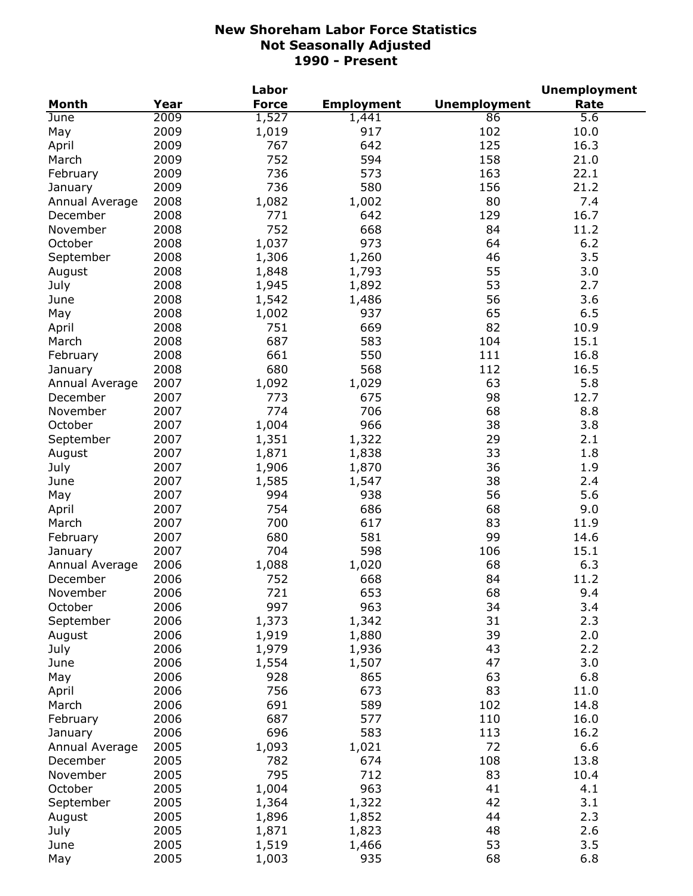# New Shoreham Labor Force Statistics
## Not Seasonally Adjusted
## 1990 - Present

| Month | Year | Labor Force | Employment | Unemployment | Unemployment Rate |
|---|---|---|---|---|---|
| June | 2009 | 1,527 | 1,441 | 86 | 5.6 |
| May | 2009 | 1,019 | 917 | 102 | 10.0 |
| April | 2009 | 767 | 642 | 125 | 16.3 |
| March | 2009 | 752 | 594 | 158 | 21.0 |
| February | 2009 | 736 | 573 | 163 | 22.1 |
| January | 2009 | 736 | 580 | 156 | 21.2 |
| Annual Average | 2008 | 1,082 | 1,002 | 80 | 7.4 |
| December | 2008 | 771 | 642 | 129 | 16.7 |
| November | 2008 | 752 | 668 | 84 | 11.2 |
| October | 2008 | 1,037 | 973 | 64 | 6.2 |
| September | 2008 | 1,306 | 1,260 | 46 | 3.5 |
| August | 2008 | 1,848 | 1,793 | 55 | 3.0 |
| July | 2008 | 1,945 | 1,892 | 53 | 2.7 |
| June | 2008 | 1,542 | 1,486 | 56 | 3.6 |
| May | 2008 | 1,002 | 937 | 65 | 6.5 |
| April | 2008 | 751 | 669 | 82 | 10.9 |
| March | 2008 | 687 | 583 | 104 | 15.1 |
| February | 2008 | 661 | 550 | 111 | 16.8 |
| January | 2008 | 680 | 568 | 112 | 16.5 |
| Annual Average | 2007 | 1,092 | 1,029 | 63 | 5.8 |
| December | 2007 | 773 | 675 | 98 | 12.7 |
| November | 2007 | 774 | 706 | 68 | 8.8 |
| October | 2007 | 1,004 | 966 | 38 | 3.8 |
| September | 2007 | 1,351 | 1,322 | 29 | 2.1 |
| August | 2007 | 1,871 | 1,838 | 33 | 1.8 |
| July | 2007 | 1,906 | 1,870 | 36 | 1.9 |
| June | 2007 | 1,585 | 1,547 | 38 | 2.4 |
| May | 2007 | 994 | 938 | 56 | 5.6 |
| April | 2007 | 754 | 686 | 68 | 9.0 |
| March | 2007 | 700 | 617 | 83 | 11.9 |
| February | 2007 | 680 | 581 | 99 | 14.6 |
| January | 2007 | 704 | 598 | 106 | 15.1 |
| Annual Average | 2006 | 1,088 | 1,020 | 68 | 6.3 |
| December | 2006 | 752 | 668 | 84 | 11.2 |
| November | 2006 | 721 | 653 | 68 | 9.4 |
| October | 2006 | 997 | 963 | 34 | 3.4 |
| September | 2006 | 1,373 | 1,342 | 31 | 2.3 |
| August | 2006 | 1,919 | 1,880 | 39 | 2.0 |
| July | 2006 | 1,979 | 1,936 | 43 | 2.2 |
| June | 2006 | 1,554 | 1,507 | 47 | 3.0 |
| May | 2006 | 928 | 865 | 63 | 6.8 |
| April | 2006 | 756 | 673 | 83 | 11.0 |
| March | 2006 | 691 | 589 | 102 | 14.8 |
| February | 2006 | 687 | 577 | 110 | 16.0 |
| January | 2006 | 696 | 583 | 113 | 16.2 |
| Annual Average | 2005 | 1,093 | 1,021 | 72 | 6.6 |
| December | 2005 | 782 | 674 | 108 | 13.8 |
| November | 2005 | 795 | 712 | 83 | 10.4 |
| October | 2005 | 1,004 | 963 | 41 | 4.1 |
| September | 2005 | 1,364 | 1,322 | 42 | 3.1 |
| August | 2005 | 1,896 | 1,852 | 44 | 2.3 |
| July | 2005 | 1,871 | 1,823 | 48 | 2.6 |
| June | 2005 | 1,519 | 1,466 | 53 | 3.5 |
| May | 2005 | 1,003 | 935 | 68 | 6.8 |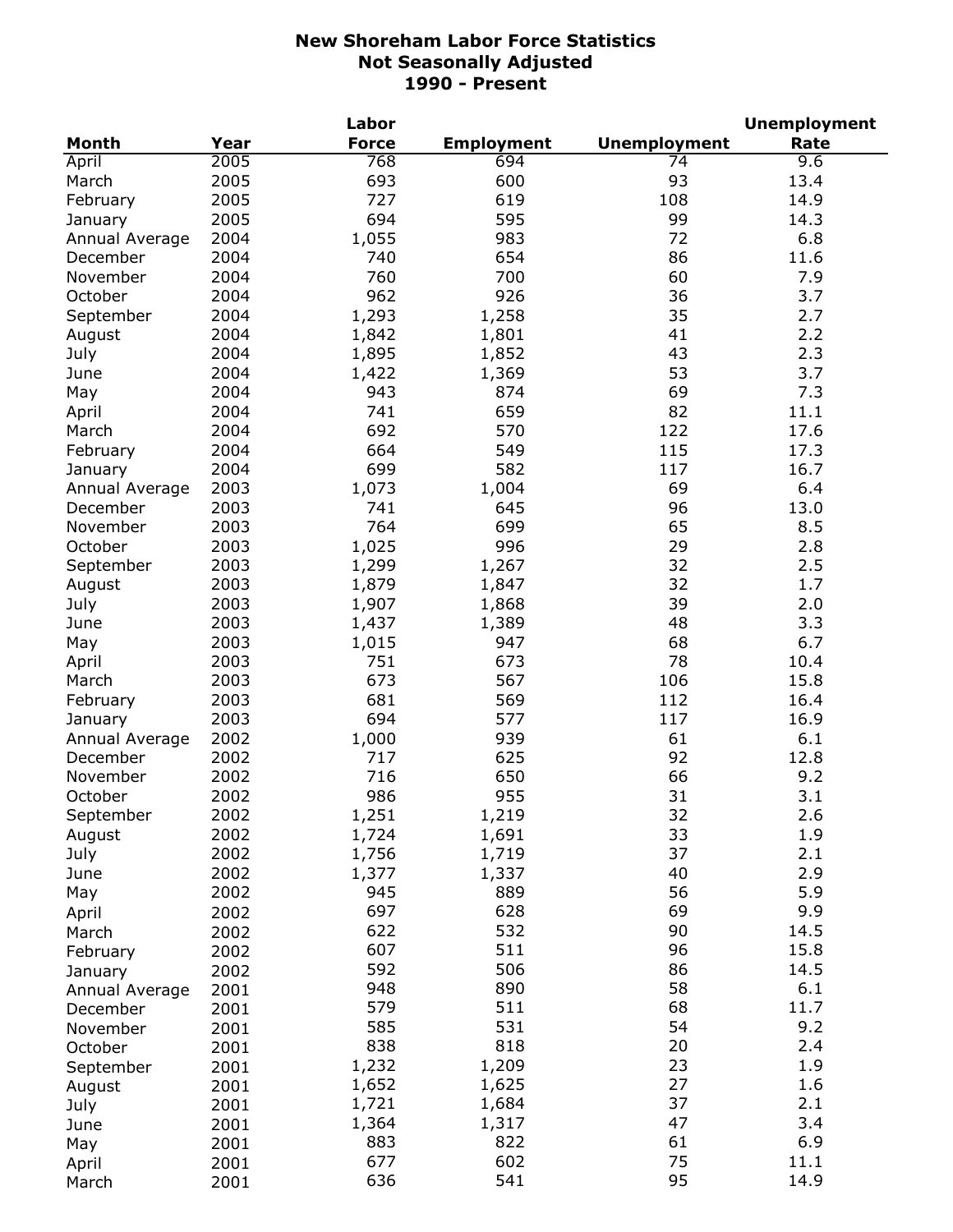# New Shoreham Labor Force Statistics
## Not Seasonally Adjusted
## 1990 - Present

| Month | Year | Labor Force | Employment | Unemployment | Unemployment Rate |
|---|---|---|---|---|---|
| April | 2005 | 768 | 694 | 74 | 9.6 |
| March | 2005 | 693 | 600 | 93 | 13.4 |
| February | 2005 | 727 | 619 | 108 | 14.9 |
| January | 2005 | 694 | 595 | 99 | 14.3 |
| Annual Average | 2004 | 1,055 | 983 | 72 | 6.8 |
| December | 2004 | 740 | 654 | 86 | 11.6 |
| November | 2004 | 760 | 700 | 60 | 7.9 |
| October | 2004 | 962 | 926 | 36 | 3.7 |
| September | 2004 | 1,293 | 1,258 | 35 | 2.7 |
| August | 2004 | 1,842 | 1,801 | 41 | 2.2 |
| July | 2004 | 1,895 | 1,852 | 43 | 2.3 |
| June | 2004 | 1,422 | 1,369 | 53 | 3.7 |
| May | 2004 | 943 | 874 | 69 | 7.3 |
| April | 2004 | 741 | 659 | 82 | 11.1 |
| March | 2004 | 692 | 570 | 122 | 17.6 |
| February | 2004 | 664 | 549 | 115 | 17.3 |
| January | 2004 | 699 | 582 | 117 | 16.7 |
| Annual Average | 2003 | 1,073 | 1,004 | 69 | 6.4 |
| December | 2003 | 741 | 645 | 96 | 13.0 |
| November | 2003 | 764 | 699 | 65 | 8.5 |
| October | 2003 | 1,025 | 996 | 29 | 2.8 |
| September | 2003 | 1,299 | 1,267 | 32 | 2.5 |
| August | 2003 | 1,879 | 1,847 | 32 | 1.7 |
| July | 2003 | 1,907 | 1,868 | 39 | 2.0 |
| June | 2003 | 1,437 | 1,389 | 48 | 3.3 |
| May | 2003 | 1,015 | 947 | 68 | 6.7 |
| April | 2003 | 751 | 673 | 78 | 10.4 |
| March | 2003 | 673 | 567 | 106 | 15.8 |
| February | 2003 | 681 | 569 | 112 | 16.4 |
| January | 2003 | 694 | 577 | 117 | 16.9 |
| Annual Average | 2002 | 1,000 | 939 | 61 | 6.1 |
| December | 2002 | 717 | 625 | 92 | 12.8 |
| November | 2002 | 716 | 650 | 66 | 9.2 |
| October | 2002 | 986 | 955 | 31 | 3.1 |
| September | 2002 | 1,251 | 1,219 | 32 | 2.6 |
| August | 2002 | 1,724 | 1,691 | 33 | 1.9 |
| July | 2002 | 1,756 | 1,719 | 37 | 2.1 |
| June | 2002 | 1,377 | 1,337 | 40 | 2.9 |
| May | 2002 | 945 | 889 | 56 | 5.9 |
| April | 2002 | 697 | 628 | 69 | 9.9 |
| March | 2002 | 622 | 532 | 90 | 14.5 |
| February | 2002 | 607 | 511 | 96 | 15.8 |
| January | 2002 | 592 | 506 | 86 | 14.5 |
| Annual Average | 2001 | 948 | 890 | 58 | 6.1 |
| December | 2001 | 579 | 511 | 68 | 11.7 |
| November | 2001 | 585 | 531 | 54 | 9.2 |
| October | 2001 | 838 | 818 | 20 | 2.4 |
| September | 2001 | 1,232 | 1,209 | 23 | 1.9 |
| August | 2001 | 1,652 | 1,625 | 27 | 1.6 |
| July | 2001 | 1,721 | 1,684 | 37 | 2.1 |
| June | 2001 | 1,364 | 1,317 | 47 | 3.4 |
| May | 2001 | 883 | 822 | 61 | 6.9 |
| April | 2001 | 677 | 602 | 75 | 11.1 |
| March | 2001 | 636 | 541 | 95 | 14.9 |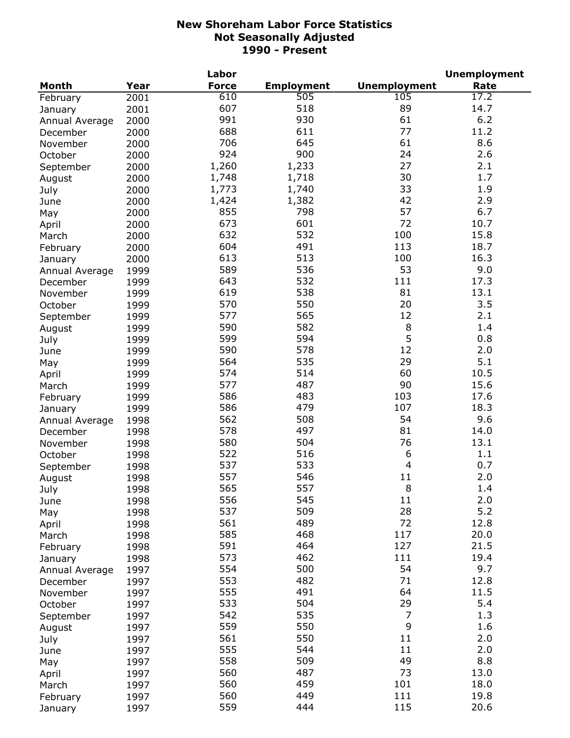# New Shoreham Labor Force Statistics
## Not Seasonally Adjusted
## 1990 - Present

| Month | Year | Labor Force | Employment | Unemployment | Unemployment Rate |
|---|---|---|---|---|---|
| February | 2001 | 610 | 505 | 105 | 17.2 |
| January | 2001 | 607 | 518 | 89 | 14.7 |
| Annual Average | 2000 | 991 | 930 | 61 | 6.2 |
| December | 2000 | 688 | 611 | 77 | 11.2 |
| November | 2000 | 706 | 645 | 61 | 8.6 |
| October | 2000 | 924 | 900 | 24 | 2.6 |
| September | 2000 | 1,260 | 1,233 | 27 | 2.1 |
| August | 2000 | 1,748 | 1,718 | 30 | 1.7 |
| July | 2000 | 1,773 | 1,740 | 33 | 1.9 |
| June | 2000 | 1,424 | 1,382 | 42 | 2.9 |
| May | 2000 | 855 | 798 | 57 | 6.7 |
| April | 2000 | 673 | 601 | 72 | 10.7 |
| March | 2000 | 632 | 532 | 100 | 15.8 |
| February | 2000 | 604 | 491 | 113 | 18.7 |
| January | 2000 | 613 | 513 | 100 | 16.3 |
| Annual Average | 1999 | 589 | 536 | 53 | 9.0 |
| December | 1999 | 643 | 532 | 111 | 17.3 |
| November | 1999 | 619 | 538 | 81 | 13.1 |
| October | 1999 | 570 | 550 | 20 | 3.5 |
| September | 1999 | 577 | 565 | 12 | 2.1 |
| August | 1999 | 590 | 582 | 8 | 1.4 |
| July | 1999 | 599 | 594 | 5 | 0.8 |
| June | 1999 | 590 | 578 | 12 | 2.0 |
| May | 1999 | 564 | 535 | 29 | 5.1 |
| April | 1999 | 574 | 514 | 60 | 10.5 |
| March | 1999 | 577 | 487 | 90 | 15.6 |
| February | 1999 | 586 | 483 | 103 | 17.6 |
| January | 1999 | 586 | 479 | 107 | 18.3 |
| Annual Average | 1998 | 562 | 508 | 54 | 9.6 |
| December | 1998 | 578 | 497 | 81 | 14.0 |
| November | 1998 | 580 | 504 | 76 | 13.1 |
| October | 1998 | 522 | 516 | 6 | 1.1 |
| September | 1998 | 537 | 533 | 4 | 0.7 |
| August | 1998 | 557 | 546 | 11 | 2.0 |
| July | 1998 | 565 | 557 | 8 | 1.4 |
| June | 1998 | 556 | 545 | 11 | 2.0 |
| May | 1998 | 537 | 509 | 28 | 5.2 |
| April | 1998 | 561 | 489 | 72 | 12.8 |
| March | 1998 | 585 | 468 | 117 | 20.0 |
| February | 1998 | 591 | 464 | 127 | 21.5 |
| January | 1998 | 573 | 462 | 111 | 19.4 |
| Annual Average | 1997 | 554 | 500 | 54 | 9.7 |
| December | 1997 | 553 | 482 | 71 | 12.8 |
| November | 1997 | 555 | 491 | 64 | 11.5 |
| October | 1997 | 533 | 504 | 29 | 5.4 |
| September | 1997 | 542 | 535 | 7 | 1.3 |
| August | 1997 | 559 | 550 | 9 | 1.6 |
| July | 1997 | 561 | 550 | 11 | 2.0 |
| June | 1997 | 555 | 544 | 11 | 2.0 |
| May | 1997 | 558 | 509 | 49 | 8.8 |
| April | 1997 | 560 | 487 | 73 | 13.0 |
| March | 1997 | 560 | 459 | 101 | 18.0 |
| February | 1997 | 560 | 449 | 111 | 19.8 |
| January | 1997 | 559 | 444 | 115 | 20.6 |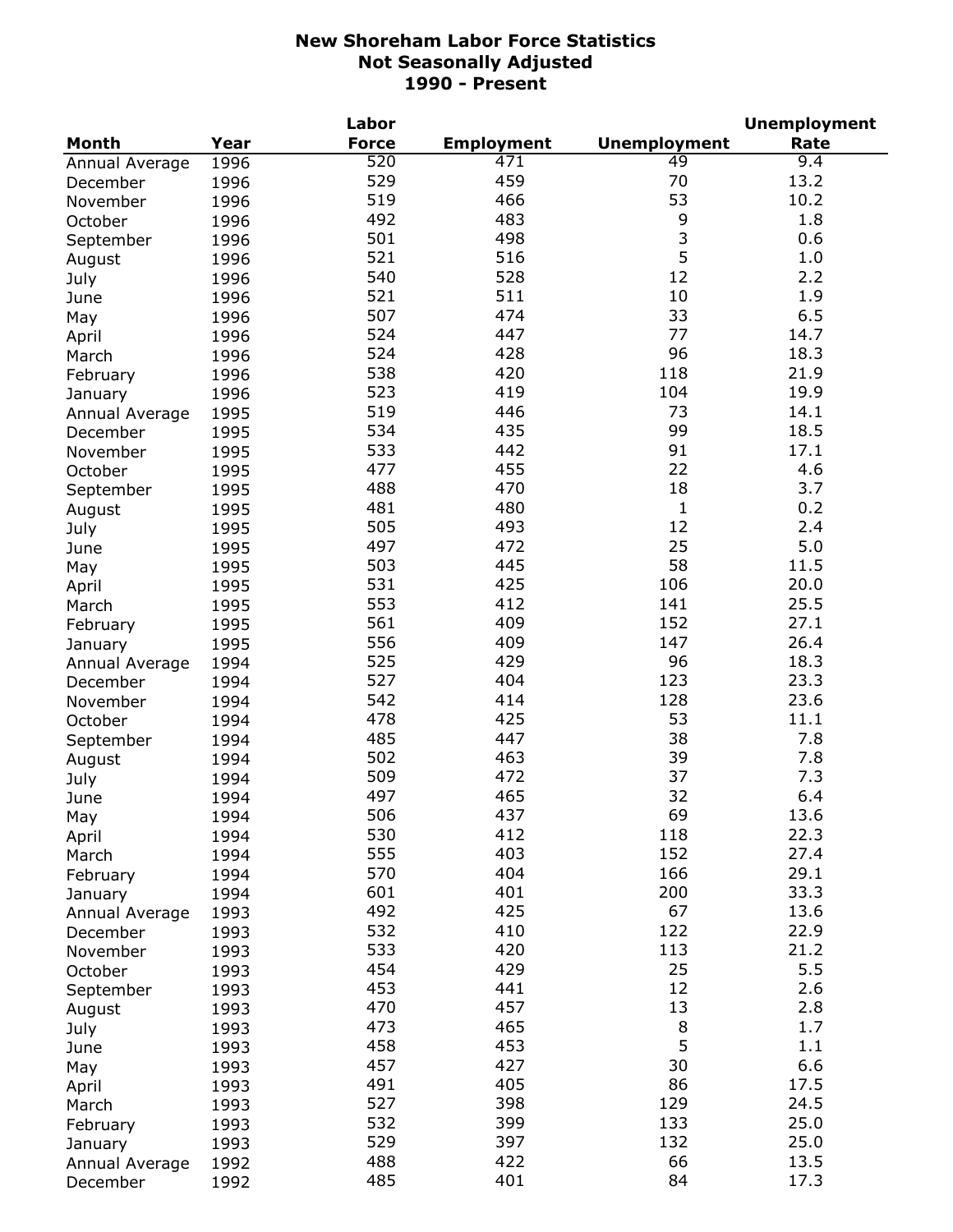# New Shoreham Labor Force Statistics
## Not Seasonally Adjusted
## 1990 - Present

| Month | Year | Labor Force | Employment | Unemployment | Unemployment Rate |
|---|---|---|---|---|---|
| Annual Average | 1996 | 520 | 471 | 49 | 9.4 |
| December | 1996 | 529 | 459 | 70 | 13.2 |
| November | 1996 | 519 | 466 | 53 | 10.2 |
| October | 1996 | 492 | 483 | 9 | 1.8 |
| September | 1996 | 501 | 498 | 3 | 0.6 |
| August | 1996 | 521 | 516 | 5 | 1.0 |
| July | 1996 | 540 | 528 | 12 | 2.2 |
| June | 1996 | 521 | 511 | 10 | 1.9 |
| May | 1996 | 507 | 474 | 33 | 6.5 |
| April | 1996 | 524 | 447 | 77 | 14.7 |
| March | 1996 | 524 | 428 | 96 | 18.3 |
| February | 1996 | 538 | 420 | 118 | 21.9 |
| January | 1996 | 523 | 419 | 104 | 19.9 |
| Annual Average | 1995 | 519 | 446 | 73 | 14.1 |
| December | 1995 | 534 | 435 | 99 | 18.5 |
| November | 1995 | 533 | 442 | 91 | 17.1 |
| October | 1995 | 477 | 455 | 22 | 4.6 |
| September | 1995 | 488 | 470 | 18 | 3.7 |
| August | 1995 | 481 | 480 | 1 | 0.2 |
| July | 1995 | 505 | 493 | 12 | 2.4 |
| June | 1995 | 497 | 472 | 25 | 5.0 |
| May | 1995 | 503 | 445 | 58 | 11.5 |
| April | 1995 | 531 | 425 | 106 | 20.0 |
| March | 1995 | 553 | 412 | 141 | 25.5 |
| February | 1995 | 561 | 409 | 152 | 27.1 |
| January | 1995 | 556 | 409 | 147 | 26.4 |
| Annual Average | 1994 | 525 | 429 | 96 | 18.3 |
| December | 1994 | 527 | 404 | 123 | 23.3 |
| November | 1994 | 542 | 414 | 128 | 23.6 |
| October | 1994 | 478 | 425 | 53 | 11.1 |
| September | 1994 | 485 | 447 | 38 | 7.8 |
| August | 1994 | 502 | 463 | 39 | 7.8 |
| July | 1994 | 509 | 472 | 37 | 7.3 |
| June | 1994 | 497 | 465 | 32 | 6.4 |
| May | 1994 | 506 | 437 | 69 | 13.6 |
| April | 1994 | 530 | 412 | 118 | 22.3 |
| March | 1994 | 555 | 403 | 152 | 27.4 |
| February | 1994 | 570 | 404 | 166 | 29.1 |
| January | 1994 | 601 | 401 | 200 | 33.3 |
| Annual Average | 1993 | 492 | 425 | 67 | 13.6 |
| December | 1993 | 532 | 410 | 122 | 22.9 |
| November | 1993 | 533 | 420 | 113 | 21.2 |
| October | 1993 | 454 | 429 | 25 | 5.5 |
| September | 1993 | 453 | 441 | 12 | 2.6 |
| August | 1993 | 470 | 457 | 13 | 2.8 |
| July | 1993 | 473 | 465 | 8 | 1.7 |
| June | 1993 | 458 | 453 | 5 | 1.1 |
| May | 1993 | 457 | 427 | 30 | 6.6 |
| April | 1993 | 491 | 405 | 86 | 17.5 |
| March | 1993 | 527 | 398 | 129 | 24.5 |
| February | 1993 | 532 | 399 | 133 | 25.0 |
| January | 1993 | 529 | 397 | 132 | 25.0 |
| Annual Average | 1992 | 488 | 422 | 66 | 13.5 |
| December | 1992 | 485 | 401 | 84 | 17.3 |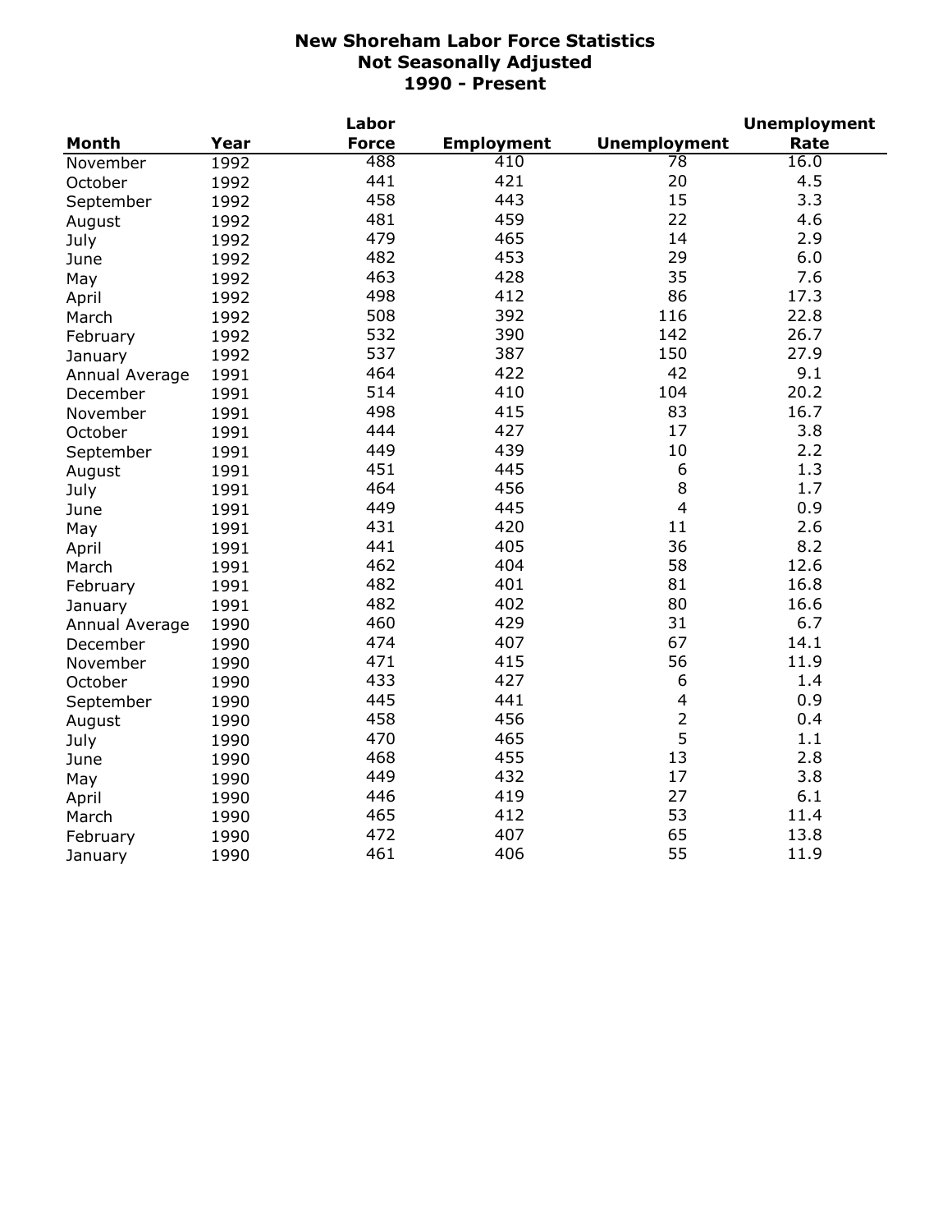# New Shoreham Labor Force Statistics
## Not Seasonally Adjusted
## 1990 - Present

| Month | Year | Labor Force | Employment | Unemployment | Unemployment Rate |
|---|---|---|---|---|---|
| November | 1992 | 488 | 410 | 78 | 16.0 |
| October | 1992 | 441 | 421 | 20 | 4.5 |
| September | 1992 | 458 | 443 | 15 | 3.3 |
| August | 1992 | 481 | 459 | 22 | 4.6 |
| July | 1992 | 479 | 465 | 14 | 2.9 |
| June | 1992 | 482 | 453 | 29 | 6.0 |
| May | 1992 | 463 | 428 | 35 | 7.6 |
| April | 1992 | 498 | 412 | 86 | 17.3 |
| March | 1992 | 508 | 392 | 116 | 22.8 |
| February | 1992 | 532 | 390 | 142 | 26.7 |
| January | 1992 | 537 | 387 | 150 | 27.9 |
| Annual Average | 1991 | 464 | 422 | 42 | 9.1 |
| December | 1991 | 514 | 410 | 104 | 20.2 |
| November | 1991 | 498 | 415 | 83 | 16.7 |
| October | 1991 | 444 | 427 | 17 | 3.8 |
| September | 1991 | 449 | 439 | 10 | 2.2 |
| August | 1991 | 451 | 445 | 6 | 1.3 |
| July | 1991 | 464 | 456 | 8 | 1.7 |
| June | 1991 | 449 | 445 | 4 | 0.9 |
| May | 1991 | 431 | 420 | 11 | 2.6 |
| April | 1991 | 441 | 405 | 36 | 8.2 |
| March | 1991 | 462 | 404 | 58 | 12.6 |
| February | 1991 | 482 | 401 | 81 | 16.8 |
| January | 1991 | 482 | 402 | 80 | 16.6 |
| Annual Average | 1990 | 460 | 429 | 31 | 6.7 |
| December | 1990 | 474 | 407 | 67 | 14.1 |
| November | 1990 | 471 | 415 | 56 | 11.9 |
| October | 1990 | 433 | 427 | 6 | 1.4 |
| September | 1990 | 445 | 441 | 4 | 0.9 |
| August | 1990 | 458 | 456 | 2 | 0.4 |
| July | 1990 | 470 | 465 | 5 | 1.1 |
| June | 1990 | 468 | 455 | 13 | 2.8 |
| May | 1990 | 449 | 432 | 17 | 3.8 |
| April | 1990 | 446 | 419 | 27 | 6.1 |
| March | 1990 | 465 | 412 | 53 | 11.4 |
| February | 1990 | 472 | 407 | 65 | 13.8 |
| January | 1990 | 461 | 406 | 55 | 11.9 |